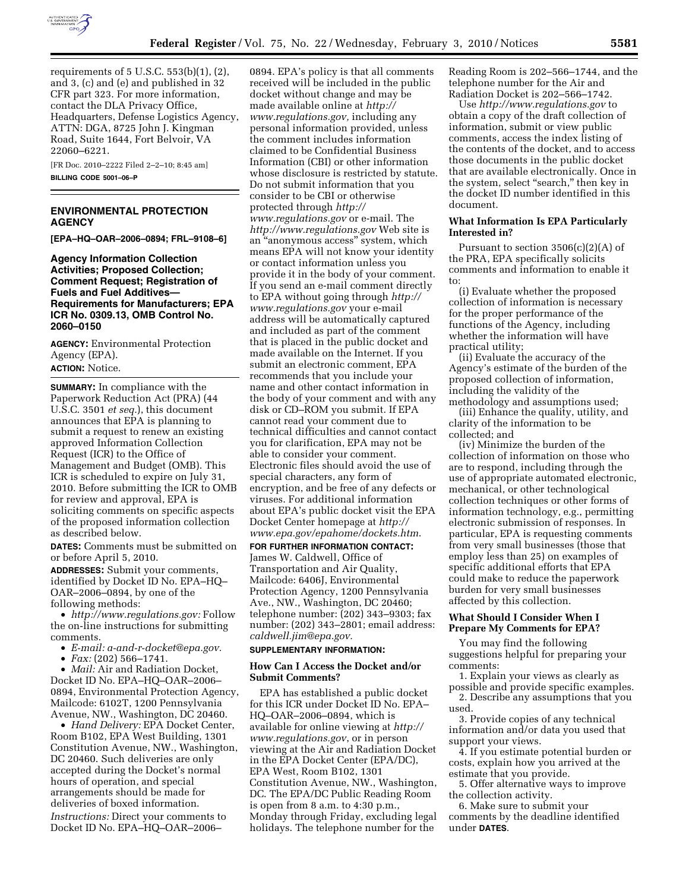requirements of 5 U.S.C. 553(b)(1), (2), and 3, (c) and (e) and published in 32 CFR part 323. For more information, contact the DLA Privacy Office, Headquarters, Defense Logistics Agency, ATTN: DGA, 8725 John J. Kingman Road, Suite 1644, Fort Belvoir, VA 22060–6221.

[FR Doc. 2010–2222 Filed 2–2–10; 8:45 am]

**BILLING CODE 5001–06–P**

## ENVIRONMENTAL PROTECTION AGENCY

**[EPA–HQ–OAR–2006–0894; FRL–9108–6]**

## Agency Information Collection Activities; Proposed Collection; Comment Request; Registration of Fuels and Fuel Additives—Requirements for Manufacturers; EPA ICR No. 0309.13, OMB Control No. 2060–0150

**AGENCY:** Environmental Protection Agency (EPA).

**ACTION:** Notice.

**SUMMARY:** In compliance with the Paperwork Reduction Act (PRA) (44 U.S.C. 3501 *et seq.*), this document announces that EPA is planning to submit a request to renew an existing approved Information Collection Request (ICR) to the Office of Management and Budget (OMB). This ICR is scheduled to expire on July 31, 2010. Before submitting the ICR to OMB for review and approval, EPA is soliciting comments on specific aspects of the proposed information collection as described below.

**DATES:** Comments must be submitted on or before April 5, 2010.

**ADDRESSES:** Submit your comments, identified by Docket ID No. EPA–HQ–OAR–2006–0894, by one of the following methods:

- *http://www.regulations.gov:* Follow the on-line instructions for submitting comments.
- *E-mail: a-and-r-docket@epa.gov.*
- *Fax:* (202) 566–1741.
- *Mail:* Air and Radiation Docket, Docket ID No. EPA–HQ–OAR–2006–0894, Environmental Protection Agency, Mailcode: 6102T, 1200 Pennsylvania Avenue, NW., Washington, DC 20460.
- *Hand Delivery:* EPA Docket Center, Room B102, EPA West Building, 1301 Constitution Avenue, NW., Washington, DC 20460. Such deliveries are only accepted during the Docket's normal hours of operation, and special arrangements should be made for deliveries of boxed information.

*Instructions:* Direct your comments to Docket ID No. EPA–HQ–OAR–2006–0894. EPA's policy is that all comments received will be included in the public docket without change and may be made available online at *http://www.regulations.gov,* including any personal information provided, unless the comment includes information claimed to be Confidential Business Information (CBI) or other information whose disclosure is restricted by statute. Do not submit information that you consider to be CBI or otherwise protected through *http://www.regulations.gov* or e-mail. The *http://www.regulations.gov* Web site is an "anonymous access" system, which means EPA will not know your identity or contact information unless you provide it in the body of your comment. If you send an e-mail comment directly to EPA without going through *http://www.regulations.gov* your e-mail address will be automatically captured and included as part of the comment that is placed in the public docket and made available on the Internet. If you submit an electronic comment, EPA recommends that you include your name and other contact information in the body of your comment and with any disk or CD–ROM you submit. If EPA cannot read your comment due to technical difficulties and cannot contact you for clarification, EPA may not be able to consider your comment. Electronic files should avoid the use of special characters, any form of encryption, and be free of any defects or viruses. For additional information about EPA's public docket visit the EPA Docket Center homepage at *http://www.epa.gov/epahome/dockets.htm*.

**FOR FURTHER INFORMATION CONTACT:** James W. Caldwell, Office of Transportation and Air Quality, Mailcode: 6406J, Environmental Protection Agency, 1200 Pennsylvania Ave., NW., Washington, DC 20460; telephone number: (202) 343–9303; fax number: (202) 343–2801; email address: *caldwell.jim@epa.gov.*

**SUPPLEMENTARY INFORMATION:**

### How Can I Access the Docket and/or Submit Comments?

EPA has established a public docket for this ICR under Docket ID No. EPA–HQ–OAR–2006–0894, which is available for online viewing at *http://www.regulations.gov*, or in person viewing at the Air and Radiation Docket in the EPA Docket Center (EPA/DC), EPA West, Room B102, 1301 Constitution Avenue, NW., Washington, DC. The EPA/DC Public Reading Room is open from 8 a.m. to 4:30 p.m., Monday through Friday, excluding legal holidays. The telephone number for the Reading Room is 202–566–1744, and the telephone number for the Air and Radiation Docket is 202–566–1742.

Use *http://www.regulations.gov* to obtain a copy of the draft collection of information, submit or view public comments, access the index listing of the contents of the docket, and to access those documents in the public docket that are available electronically. Once in the system, select "search," then key in the docket ID number identified in this document.

### What Information Is EPA Particularly Interested in?

Pursuant to section 3506(c)(2)(A) of the PRA, EPA specifically solicits comments and information to enable it to:

(i) Evaluate whether the proposed collection of information is necessary for the proper performance of the functions of the Agency, including whether the information will have practical utility;

(ii) Evaluate the accuracy of the Agency's estimate of the burden of the proposed collection of information, including the validity of the methodology and assumptions used;

(iii) Enhance the quality, utility, and clarity of the information to be collected; and

(iv) Minimize the burden of the collection of information on those who are to respond, including through the use of appropriate automated electronic, mechanical, or other technological collection techniques or other forms of information technology, e.g., permitting electronic submission of responses. In particular, EPA is requesting comments from very small businesses (those that employ less than 25) on examples of specific additional efforts that EPA could make to reduce the paperwork burden for very small businesses affected by this collection.

### What Should I Consider When I Prepare My Comments for EPA?

You may find the following suggestions helpful for preparing your comments:

1. Explain your views as clearly as possible and provide specific examples.
2. Describe any assumptions that you used.
3. Provide copies of any technical information and/or data you used that support your views.
4. If you estimate potential burden or costs, explain how you arrived at the estimate that you provide.
5. Offer alternative ways to improve the collection activity.
6. Make sure to submit your comments by the deadline identified under **DATES**.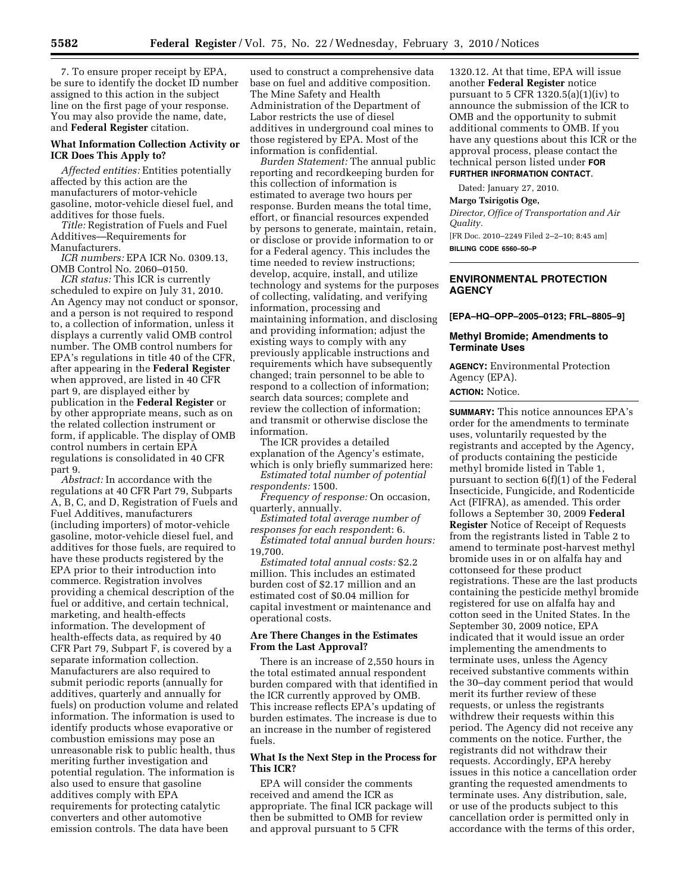7. To ensure proper receipt by EPA, be sure to identify the docket ID number assigned to this action in the subject line on the first page of your response. You may also provide the name, date, and **Federal Register** citation.

### What Information Collection Activity or ICR Does This Apply to?

*Affected entities:* Entities potentially affected by this action are the manufacturers of motor-vehicle gasoline, motor-vehicle diesel fuel, and additives for those fuels.

*Title:* Registration of Fuels and Fuel Additives—Requirements for Manufacturers.

*ICR numbers:* EPA ICR No. 0309.13, OMB Control No. 2060–0150.

*ICR status:* This ICR is currently scheduled to expire on July 31, 2010. An Agency may not conduct or sponsor, and a person is not required to respond to, a collection of information, unless it displays a currently valid OMB control number. The OMB control numbers for EPA's regulations in title 40 of the CFR, after appearing in the **Federal Register** when approved, are listed in 40 CFR part 9, are displayed either by publication in the **Federal Register** or by other appropriate means, such as on the related collection instrument or form, if applicable. The display of OMB control numbers in certain EPA regulations is consolidated in 40 CFR part 9.

*Abstract:* In accordance with the regulations at 40 CFR Part 79, Subparts A, B, C, and D, Registration of Fuels and Fuel Additives, manufacturers (including importers) of motor-vehicle gasoline, motor-vehicle diesel fuel, and additives for those fuels, are required to have these products registered by the EPA prior to their introduction into commerce. Registration involves providing a chemical description of the fuel or additive, and certain technical, marketing, and health-effects information. The development of health-effects data, as required by 40 CFR Part 79, Subpart F, is covered by a separate information collection. Manufacturers are also required to submit periodic reports (annually for additives, quarterly and annually for fuels) on production volume and related information. The information is used to identify products whose evaporative or combustion emissions may pose an unreasonable risk to public health, thus meriting further investigation and potential regulation. The information is also used to ensure that gasoline additives comply with EPA requirements for protecting catalytic converters and other automotive emission controls. The data have been used to construct a comprehensive data base on fuel and additive composition. The Mine Safety and Health Administration of the Department of Labor restricts the use of diesel additives in underground coal mines to those registered by EPA. Most of the information is confidential.

*Burden Statement:* The annual public reporting and recordkeeping burden for this collection of information is estimated to average two hours per response. Burden means the total time, effort, or financial resources expended by persons to generate, maintain, retain, or disclose or provide information to or for a Federal agency. This includes the time needed to review instructions; develop, acquire, install, and utilize technology and systems for the purposes of collecting, validating, and verifying information, processing and maintaining information, and disclosing and providing information; adjust the existing ways to comply with any previously applicable instructions and requirements which have subsequently changed; train personnel to be able to respond to a collection of information; search data sources; complete and review the collection of information; and transmit or otherwise disclose the information.

The ICR provides a detailed explanation of the Agency's estimate, which is only briefly summarized here:

*Estimated total number of potential respondents:* 1500.

*Frequency of response:* On occasion, quarterly, annually.

*Estimated total average number of responses for each respondent:* 6.

*Estimated total annual burden hours:* 19,700.

*Estimated total annual costs:* $2.2 million. This includes an estimated burden cost of $2.17 million and an estimated cost of $0.04 million for capital investment or maintenance and operational costs.

### Are There Changes in the Estimates From the Last Approval?

There is an increase of 2,550 hours in the total estimated annual respondent burden compared with that identified in the ICR currently approved by OMB. This increase reflects EPA's updating of burden estimates. The increase is due to an increase in the number of registered fuels.

### What Is the Next Step in the Process for This ICR?

EPA will consider the comments received and amend the ICR as appropriate. The final ICR package will then be submitted to OMB for review and approval pursuant to 5 CFR 1320.12. At that time, EPA will issue another **Federal Register** notice pursuant to 5 CFR 1320.5(a)(1)(iv) to announce the submission of the ICR to OMB and the opportunity to submit additional comments to OMB. If you have any questions about this ICR or the approval process, please contact the technical person listed under **FOR FURTHER INFORMATION CONTACT**.

Dated: January 27, 2010.

**Margo Tsirigotis Oge,**

*Director, Office of Transportation and Air Quality.*

[FR Doc. 2010–2249 Filed 2–2–10; 8:45 am]

**BILLING CODE 6560–50–P**

## ENVIRONMENTAL PROTECTION AGENCY

**[EPA–HQ–OPP–2005–0123; FRL–8805–9]**

## Methyl Bromide; Amendments to Terminate Uses

**AGENCY:** Environmental Protection Agency (EPA).

**ACTION:** Notice.

**SUMMARY:** This notice announces EPA's order for the amendments to terminate uses, voluntarily requested by the registrants and accepted by the Agency, of products containing the pesticide methyl bromide listed in Table 1, pursuant to section 6(f)(1) of the Federal Insecticide, Fungicide, and Rodenticide Act (FIFRA), as amended. This order follows a September 30, 2009 **Federal Register** Notice of Receipt of Requests from the registrants listed in Table 2 to amend to terminate post-harvest methyl bromide uses in or on alfalfa hay and cottonseed for these product registrations. These are the last products containing the pesticide methyl bromide registered for use on alfalfa hay and cotton seed in the United States. In the September 30, 2009 notice, EPA indicated that it would issue an order implementing the amendments to terminate uses, unless the Agency received substantive comments within the 30–day comment period that would merit its further review of these requests, or unless the registrants withdrew their requests within this period. The Agency did not receive any comments on the notice. Further, the registrants did not withdraw their requests. Accordingly, EPA hereby issues in this notice a cancellation order granting the requested amendments to terminate uses. Any distribution, sale, or use of the products subject to this cancellation order is permitted only in accordance with the terms of this order,